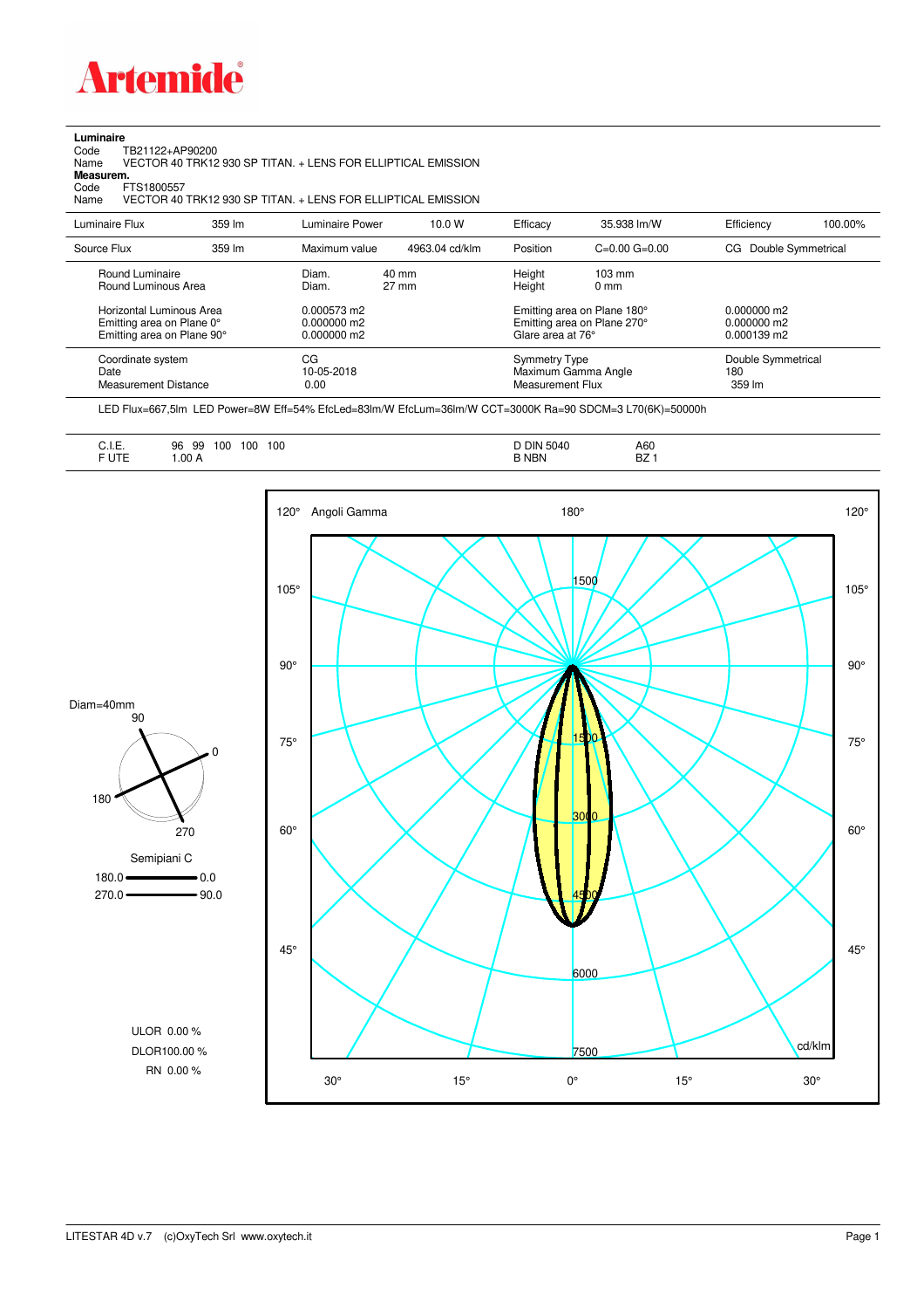**Artemide**

**Luminaire**

Code TB21122+AP90200

Name VECTOR 40 TRK12 930 SP TITAN. + LENS FOR ELLIPTICAL EMISSION

**Measurem.**

Code FTS1800557

Name VECTOR 40 TRK12 930 SP TITAN. + LENS FOR ELLIPTICAL EMISSION

| | | | | | | | |
|---|---|---|---|---|---|---|---|
| Luminaire Flux | 359 lm | Luminaire Power | 10.0 W | Efficacy | 35.938 lm/W | Efficiency | 100.00% |
| Source Flux | 359 lm | Maximum value | 4963.04 cd/klm | Position | C=0.00 G=0.00 | CG Double Symmetrical | |

| | | | | | |
|---|---|---|---|---|---|
| Round Luminaire | Diam. | 40 mm | Height | 103 mm | |
| Round Luminous Area | Diam. | 27 mm | Height | 0 mm | |
| Horizontal Luminous Area | 0.000573 m2 | | Emitting area on Plane 180° | | 0.000000 m2 |
| Emitting area on Plane 0° | 0.000000 m2 | | Emitting area on Plane 270° | | 0.000000 m2 |
| Emitting area on Plane 90° | 0.000000 m2 | | Glare area at 76° | | 0.000139 m2 |
| Coordinate system | CG | | Symmetry Type | | Double Symmetrical |
| Date | 10-05-2018 | | Maximum Gamma Angle | | 180 |
| Measurement Distance | 0.00 | | Measurement Flux | | 359 lm |

LED Flux=667,5lm LED Power=8W Eff=54% EfcLed=83lm/W EfcLum=36lm/W CCT=3000K Ra=90 SDCM=3 L70(6K)=50000h

| | | | |
|---|---|---|---|
| C.I.E. | 96 99 100 100 100 | D DIN 5040 | A60 |
| F UTE | 1.00 A | B NBN | BZ 1 |

Diam=40mm

Semipiani C

180.0 — 0.0

270.0 — 90.0

ULOR 0.00 %

DLOR100.00 %

RN 0.00 %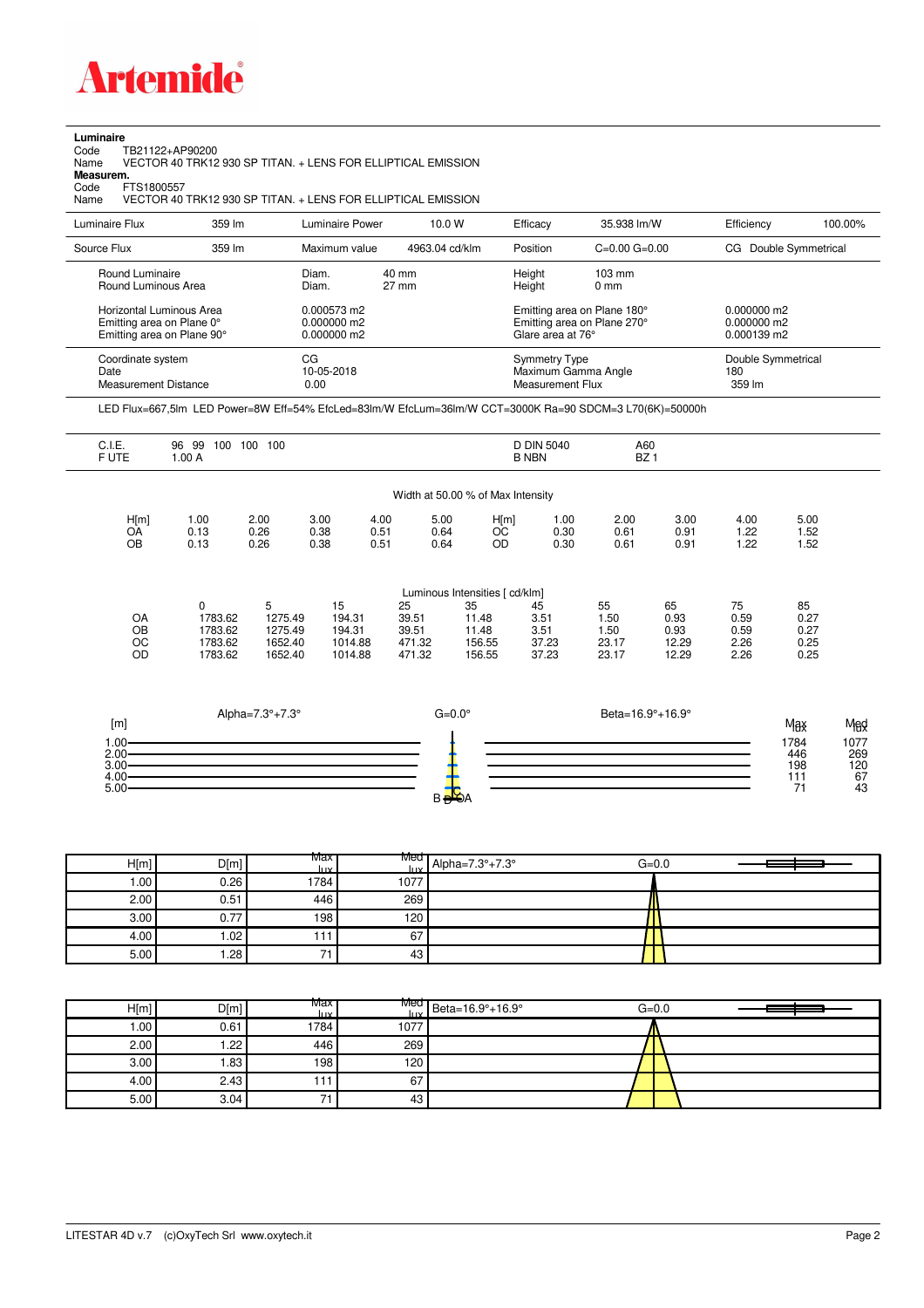Artemide

**Luminaire**

Code TB21122+AP90200

Name VECTOR 40 TRK12 930 SP TITAN. + LENS FOR ELLIPTICAL EMISSION

**Measurem.**

Code FTS1800557

Name VECTOR 40 TRK12 930 SP TITAN. + LENS FOR ELLIPTICAL EMISSION

| | | | | | | | |
|---|---|---|---|---|---|---|---|
| Luminaire Flux | 359 lm | Luminaire Power | 10.0 W | Efficacy | 35.938 lm/W | Efficiency | 100.00% |
| Source Flux | 359 lm | Maximum value | 4963.04 cd/klm | Position | C=0.00 G=0.00 | CG | Double Symmetrical |

| | | | | | | |
|---|---|---|---|---|---|---|
| Round Luminaire | Diam. | 40 mm | Height | 103 mm | | |
| Round Luminous Area | Diam. | 27 mm | Height | 0 mm | | |
| Horizontal Luminous Area | 0.000573 m2 | | Emitting area on Plane 180° | | 0.000000 m2 | |
| Emitting area on Plane 0° | 0.000000 m2 | | Emitting area on Plane 270° | | 0.000000 m2 | |
| Emitting area on Plane 90° | 0.000000 m2 | | Glare area at 76° | | 0.000139 m2 | |

| | | | |
|---|---|---|---|
| Coordinate system | CG | Symmetry Type | Double Symmetrical |
| Date | 10-05-2018 | Maximum Gamma Angle | 180 |
| Measurement Distance | 0.00 | Measurement Flux | 359 lm |

LED Flux=667,5lm LED Power=8W Eff=54% EfcLed=83lm/W EfcLum=36lm/W CCT=3000K Ra=90 SDCM=3 L70(6K)=50000h

| | | | |
|---|---|---|---|
| C.I.E. | 96 99 100 100 100 | D DIN 5040 | A60 |
| F UTE | 1.00 A | B NBN | BZ 1 |

Width at 50.00 % of Max Intensity

| H[m] | 1.00 | 2.00 | 3.00 | 4.00 | 5.00 | H[m] | 1.00 | 2.00 | 3.00 | 4.00 | 5.00 |
|---|---|---|---|---|---|---|---|---|---|---|---|
| OA | 0.13 | 0.26 | 0.38 | 0.51 | 0.64 | OC | 0.30 | 0.61 | 0.91 | 1.22 | 1.52 |
| OB | 0.13 | 0.26 | 0.38 | 0.51 | 0.64 | OD | 0.30 | 0.61 | 0.91 | 1.22 | 1.52 |

Luminous Intensities [ cd/klm]

| | 0 | 5 | 15 | 25 | 35 | 45 | 55 | 65 | 75 | 85 |
|---|---|---|---|---|---|---|---|---|---|---|
| OA | 1783.62 | 1275.49 | 194.31 | 39.51 | 11.48 | 3.51 | 1.50 | 0.93 | 0.59 | 0.27 |
| OB | 1783.62 | 1275.49 | 194.31 | 39.51 | 11.48 | 3.51 | 1.50 | 0.93 | 0.59 | 0.27 |
| OC | 1783.62 | 1652.40 | 1014.88 | 471.32 | 156.55 | 37.23 | 23.17 | 12.29 | 2.26 | 0.25 |
| OD | 1783.62 | 1652.40 | 1014.88 | 471.32 | 156.55 | 37.23 | 23.17 | 12.29 | 2.26 | 0.25 |

[m] Alpha=7.3°+7.3° G=0.0° Beta=16.9°+16.9° Max lux Med lux

1.00 1784 1077

2.00 446 269

3.00 198 120

4.00 111 67

5.00 71 43

B D C A

| H[m] | D[m] | Max lux | Med lux | Alpha=7.3°+7.3° G=0.0 |
|---|---|---|---|---|
| 1.00 | 0.26 | 1784 | 1077 | |
| 2.00 | 0.51 | 446 | 269 | |
| 3.00 | 0.77 | 198 | 120 | |
| 4.00 | 1.02 | 111 | 67 | |
| 5.00 | 1.28 | 71 | 43 | |

| H[m] | D[m] | Max lux | Med lux | Beta=16.9°+16.9° G=0.0 |
|---|---|---|---|---|
| 1.00 | 0.61 | 1784 | 1077 | |
| 2.00 | 1.22 | 446 | 269 | |
| 3.00 | 1.83 | 198 | 120 | |
| 4.00 | 2.43 | 111 | 67 | |
| 5.00 | 3.04 | 71 | 43 | |

LITESTAR 4D v.7 (c)OxyTech Srl www.oxytech.it